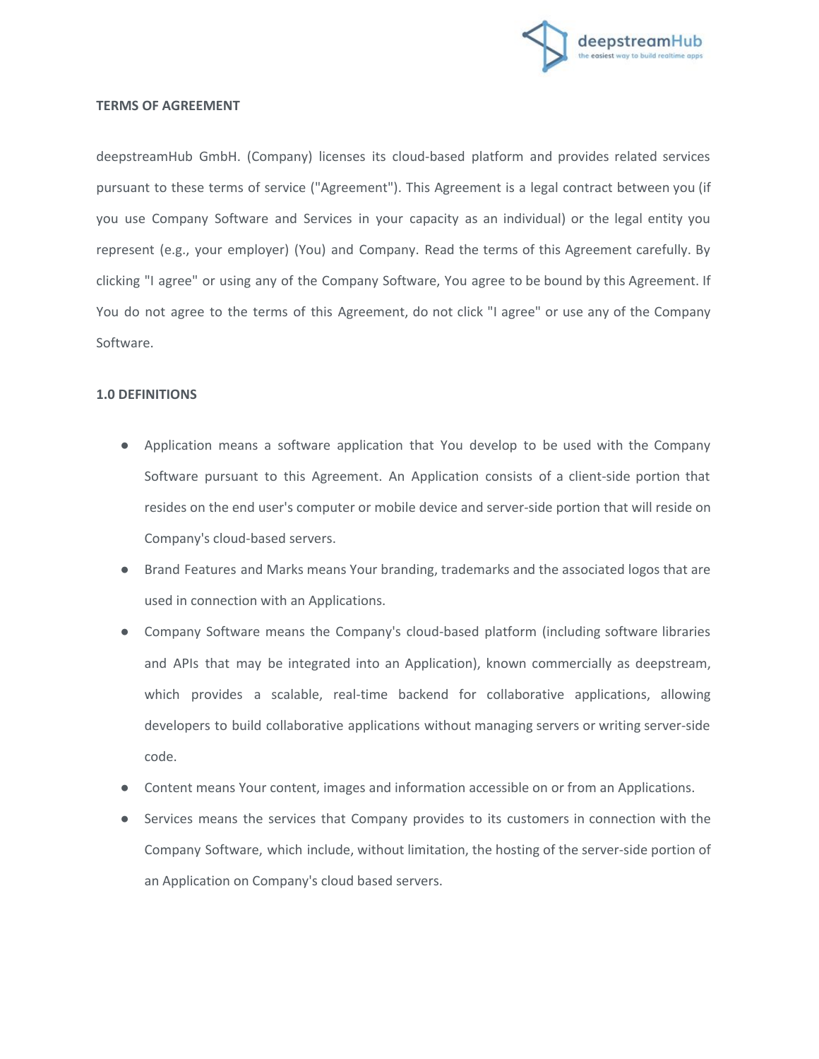**TERMS OF AGREEMENT**

deepstreamHub GmbH. (Company) licenses its cloud-based platform and provides related services pursuant to these terms of service ("Agreement"). This Agreement is a legal contract between you (if you use Company Software and Services in your capacity as an individual) or the legal entity you represent (e.g., your employer) (You) and Company. Read the terms of this Agreement carefully. By clicking "I agree" or using any of the Company Software, You agree to be bound by this Agreement. If You do not agree to the terms of this Agreement, do not click "I agree" or use any of the Company Software.

**1.0 DEFINITIONS**

- Application means a software application that You develop to be used with the Company Software pursuant to this Agreement. An Application consists of a client-side portion that resides on the end user's computer or mobile device and server-side portion that will reside on Company's cloud-based servers.
- Brand Features and Marks means Your branding, trademarks and the associated logos that are used in connection with an Applications.
- Company Software means the Company's cloud-based platform (including software libraries and APIs that may be integrated into an Application), known commercially as deepstream, which provides a scalable, real-time backend for collaborative applications, allowing developers to build collaborative applications without managing servers or writing server-side code.
- Content means Your content, images and information accessible on or from an Applications.
- Services means the services that Company provides to its customers in connection with the Company Software, which include, without limitation, the hosting of the server-side portion of an Application on Company's cloud based servers.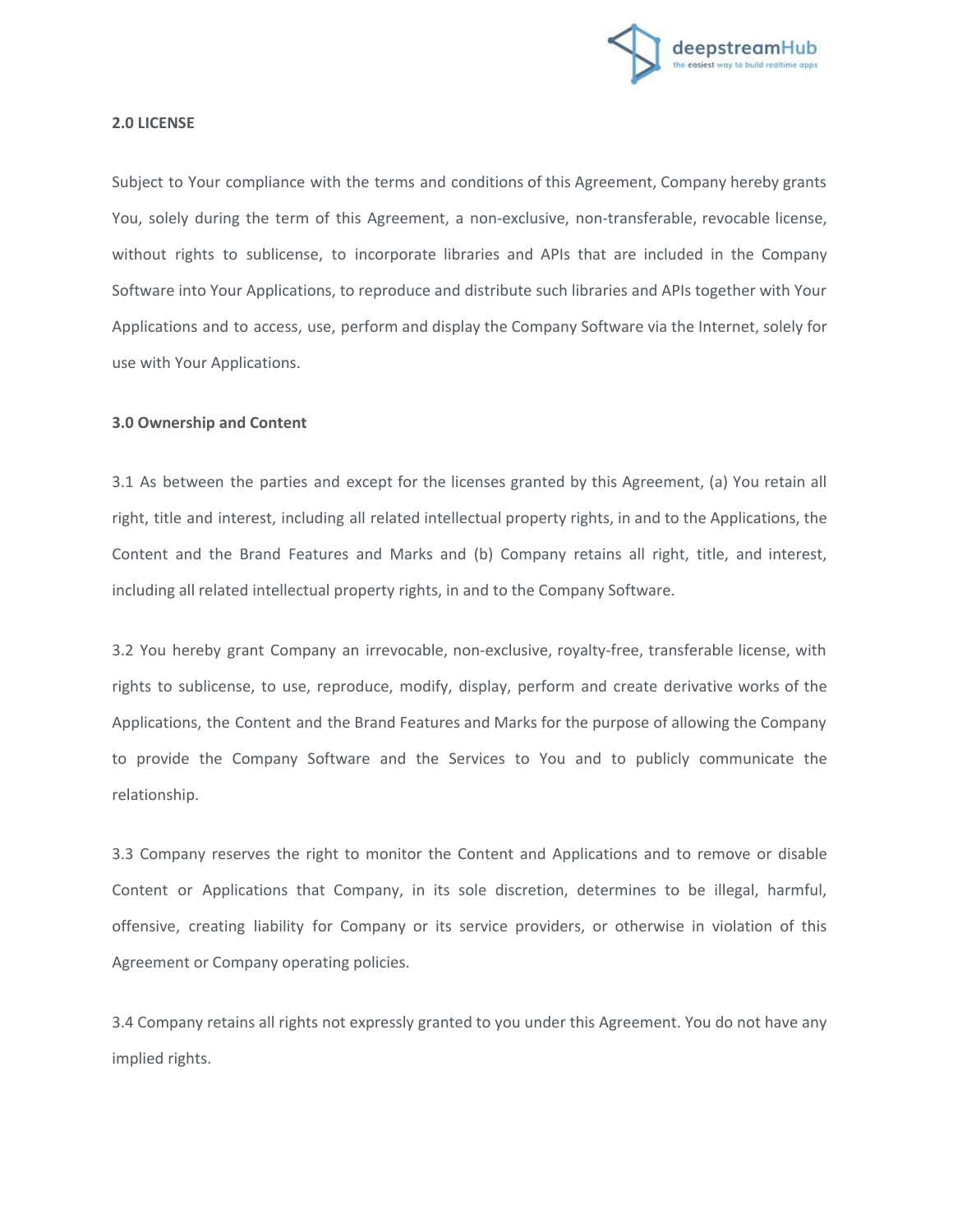**2.0 LICENSE**

Subject to Your compliance with the terms and conditions of this Agreement, Company hereby grants You, solely during the term of this Agreement, a non-exclusive, non-transferable, revocable license, without rights to sublicense, to incorporate libraries and APIs that are included in the Company Software into Your Applications, to reproduce and distribute such libraries and APIs together with Your Applications and to access, use, perform and display the Company Software via the Internet, solely for use with Your Applications.

**3.0 Ownership and Content**

3.1 As between the parties and except for the licenses granted by this Agreement, (a) You retain all right, title and interest, including all related intellectual property rights, in and to the Applications, the Content and the Brand Features and Marks and (b) Company retains all right, title, and interest, including all related intellectual property rights, in and to the Company Software.

3.2 You hereby grant Company an irrevocable, non-exclusive, royalty-free, transferable license, with rights to sublicense, to use, reproduce, modify, display, perform and create derivative works of the Applications, the Content and the Brand Features and Marks for the purpose of allowing the Company to provide the Company Software and the Services to You and to publicly communicate the relationship.

3.3 Company reserves the right to monitor the Content and Applications and to remove or disable Content or Applications that Company, in its sole discretion, determines to be illegal, harmful, offensive, creating liability for Company or its service providers, or otherwise in violation of this Agreement or Company operating policies.

3.4 Company retains all rights not expressly granted to you under this Agreement. You do not have any implied rights.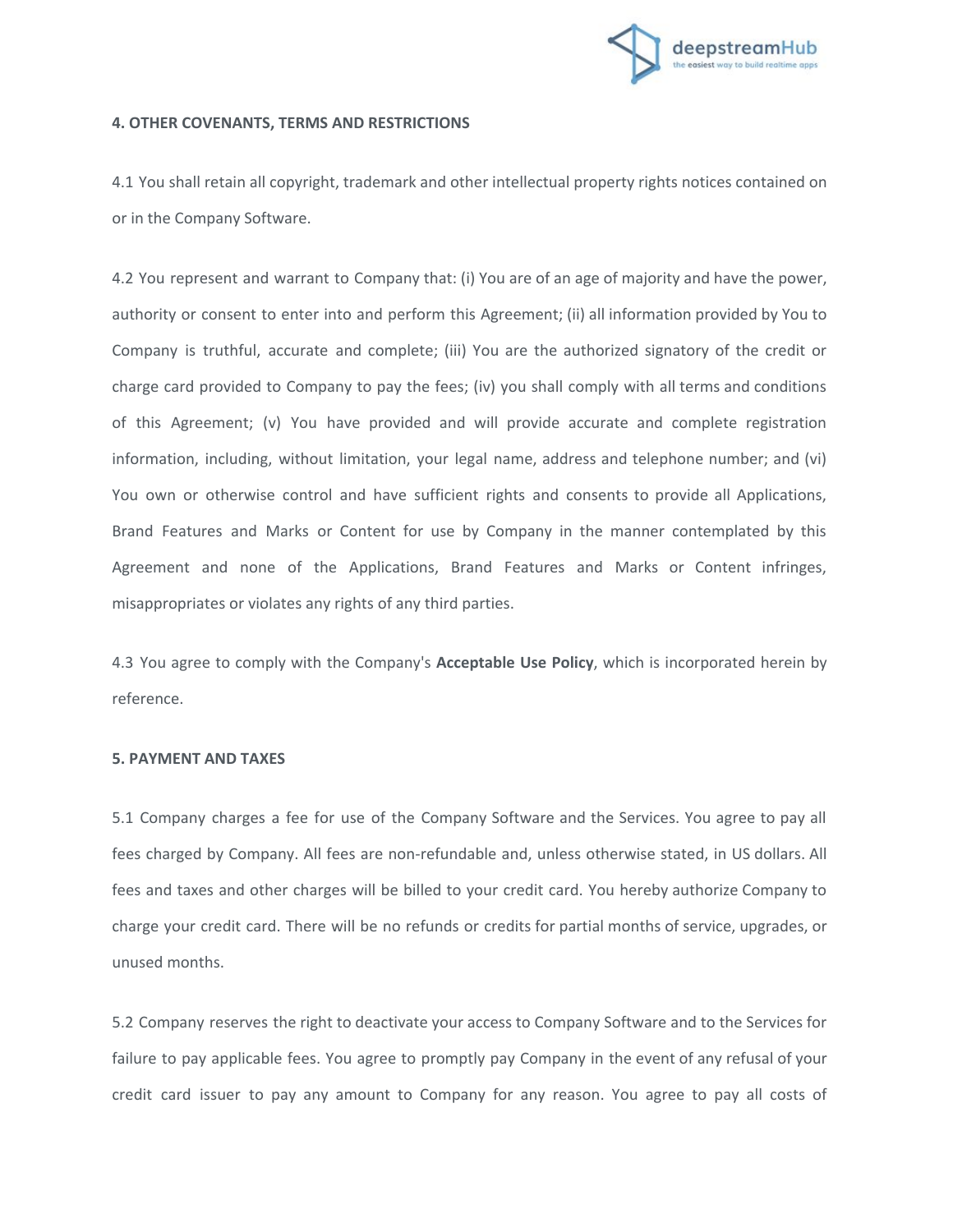**4. OTHER COVENANTS, TERMS AND RESTRICTIONS**

4.1 You shall retain all copyright, trademark and other intellectual property rights notices contained on or in the Company Software.

4.2 You represent and warrant to Company that: (i) You are of an age of majority and have the power, authority or consent to enter into and perform this Agreement; (ii) all information provided by You to Company is truthful, accurate and complete; (iii) You are the authorized signatory of the credit or charge card provided to Company to pay the fees; (iv) you shall comply with all terms and conditions of this Agreement; (v) You have provided and will provide accurate and complete registration information, including, without limitation, your legal name, address and telephone number; and (vi) You own or otherwise control and have sufficient rights and consents to provide all Applications, Brand Features and Marks or Content for use by Company in the manner contemplated by this Agreement and none of the Applications, Brand Features and Marks or Content infringes, misappropriates or violates any rights of any third parties.

4.3 You agree to comply with the Company's **Acceptable Use Policy**, which is incorporated herein by reference.

**5. PAYMENT AND TAXES**

5.1 Company charges a fee for use of the Company Software and the Services. You agree to pay all fees charged by Company. All fees are non-refundable and, unless otherwise stated, in US dollars. All fees and taxes and other charges will be billed to your credit card. You hereby authorize Company to charge your credit card. There will be no refunds or credits for partial months of service, upgrades, or unused months.

5.2 Company reserves the right to deactivate your access to Company Software and to the Services for failure to pay applicable fees. You agree to promptly pay Company in the event of any refusal of your credit card issuer to pay any amount to Company for any reason. You agree to pay all costs of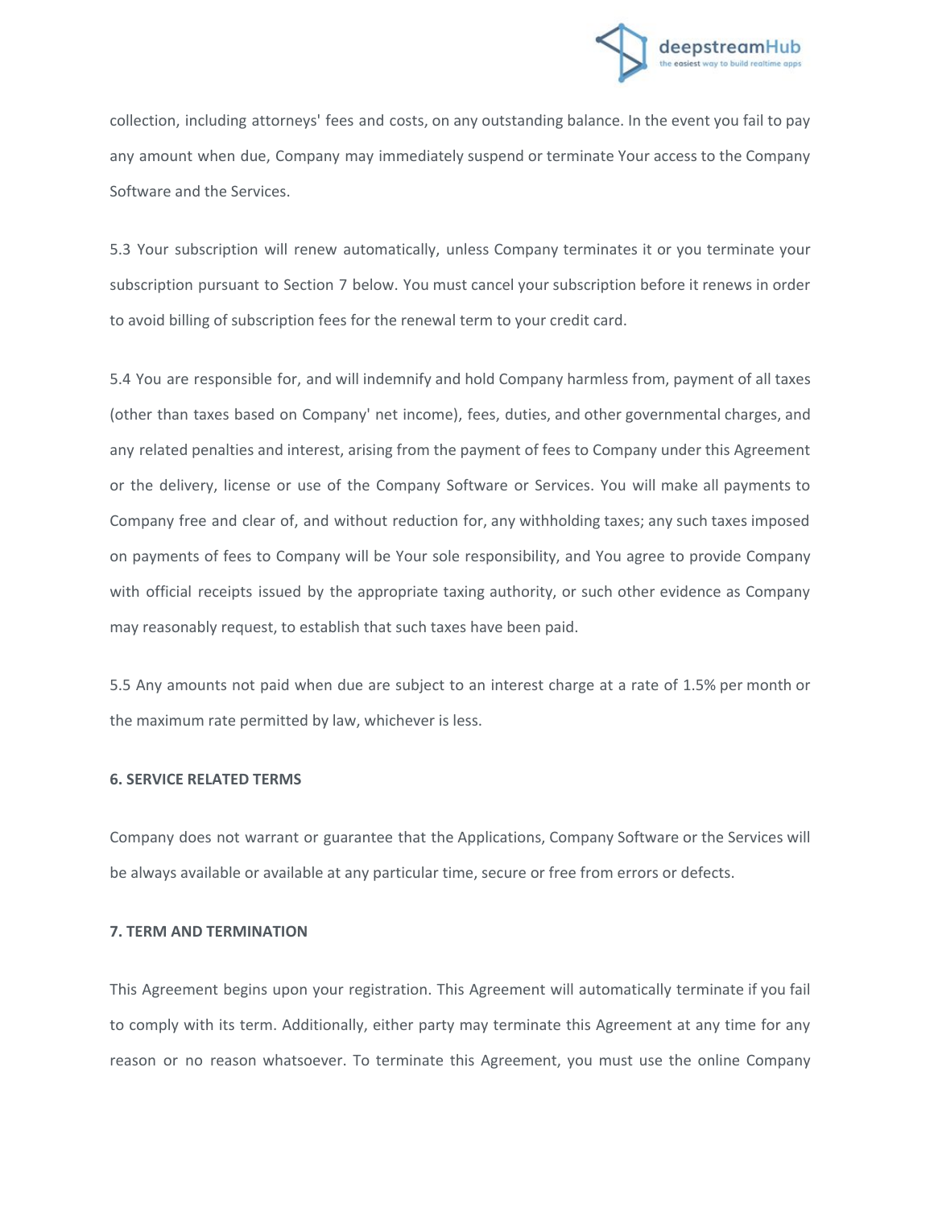collection, including attorneys' fees and costs, on any outstanding balance. In the event you fail to pay any amount when due, Company may immediately suspend or terminate Your access to the Company Software and the Services.

5.3 Your subscription will renew automatically, unless Company terminates it or you terminate your subscription pursuant to Section 7 below. You must cancel your subscription before it renews in order to avoid billing of subscription fees for the renewal term to your credit card.

5.4 You are responsible for, and will indemnify and hold Company harmless from, payment of all taxes (other than taxes based on Company' net income), fees, duties, and other governmental charges, and any related penalties and interest, arising from the payment of fees to Company under this Agreement or the delivery, license or use of the Company Software or Services. You will make all payments to Company free and clear of, and without reduction for, any withholding taxes; any such taxes imposed on payments of fees to Company will be Your sole responsibility, and You agree to provide Company with official receipts issued by the appropriate taxing authority, or such other evidence as Company may reasonably request, to establish that such taxes have been paid.

5.5 Any amounts not paid when due are subject to an interest charge at a rate of 1.5% per month or the maximum rate permitted by law, whichever is less.

**6. SERVICE RELATED TERMS**

Company does not warrant or guarantee that the Applications, Company Software or the Services will be always available or available at any particular time, secure or free from errors or defects.

**7. TERM AND TERMINATION**

This Agreement begins upon your registration. This Agreement will automatically terminate if you fail to comply with its term. Additionally, either party may terminate this Agreement at any time for any reason or no reason whatsoever. To terminate this Agreement, you must use the online Company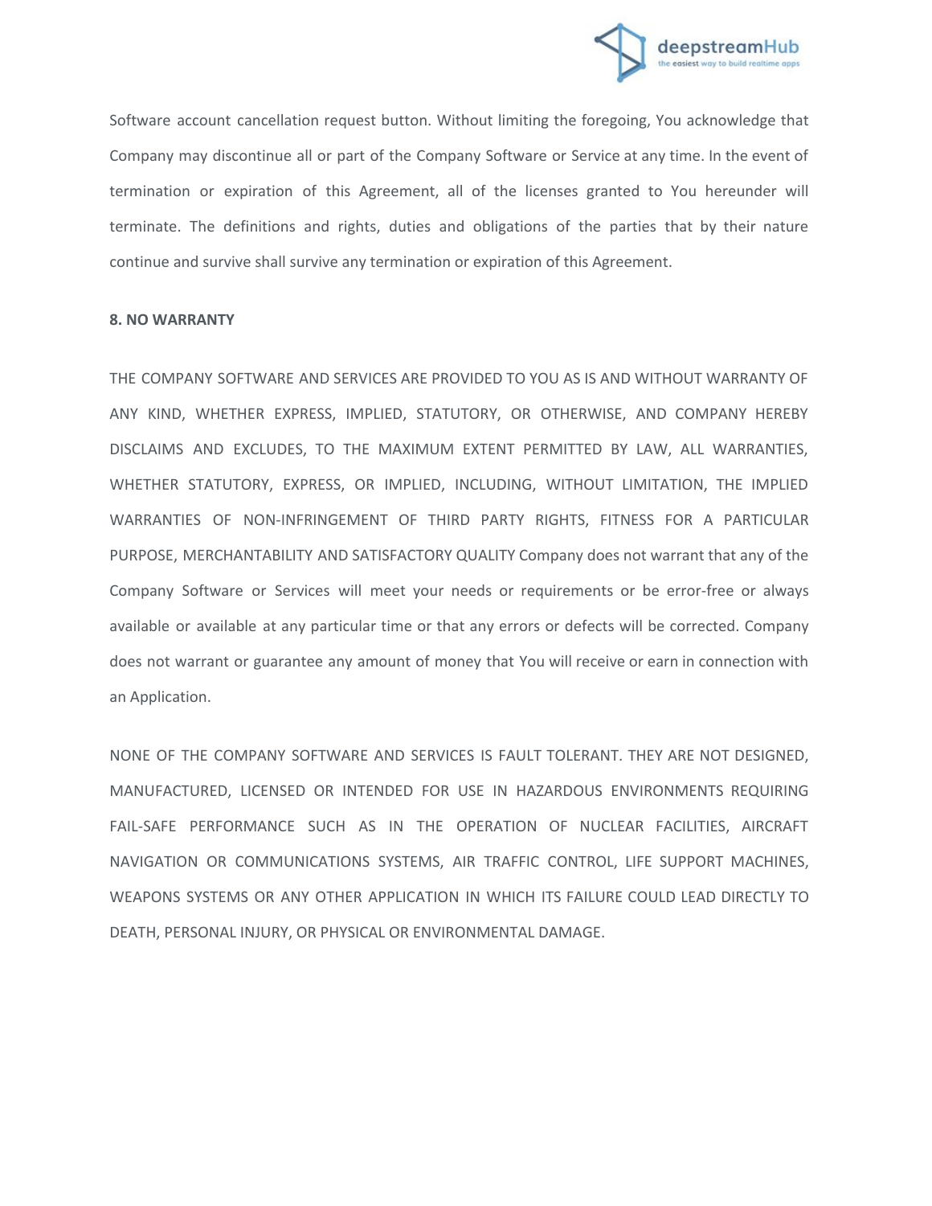Software account cancellation request button. Without limiting the foregoing, You acknowledge that Company may discontinue all or part of the Company Software or Service at any time. In the event of termination or expiration of this Agreement, all of the licenses granted to You hereunder will terminate. The definitions and rights, duties and obligations of the parties that by their nature continue and survive shall survive any termination or expiration of this Agreement.

**8. NO WARRANTY**

THE COMPANY SOFTWARE AND SERVICES ARE PROVIDED TO YOU AS IS AND WITHOUT WARRANTY OF ANY KIND, WHETHER EXPRESS, IMPLIED, STATUTORY, OR OTHERWISE, AND COMPANY HEREBY DISCLAIMS AND EXCLUDES, TO THE MAXIMUM EXTENT PERMITTED BY LAW, ALL WARRANTIES, WHETHER STATUTORY, EXPRESS, OR IMPLIED, INCLUDING, WITHOUT LIMITATION, THE IMPLIED WARRANTIES OF NON-INFRINGEMENT OF THIRD PARTY RIGHTS, FITNESS FOR A PARTICULAR PURPOSE, MERCHANTABILITY AND SATISFACTORY QUALITY Company does not warrant that any of the Company Software or Services will meet your needs or requirements or be error-free or always available or available at any particular time or that any errors or defects will be corrected. Company does not warrant or guarantee any amount of money that You will receive or earn in connection with an Application.

NONE OF THE COMPANY SOFTWARE AND SERVICES IS FAULT TOLERANT. THEY ARE NOT DESIGNED, MANUFACTURED, LICENSED OR INTENDED FOR USE IN HAZARDOUS ENVIRONMENTS REQUIRING FAIL-SAFE PERFORMANCE SUCH AS IN THE OPERATION OF NUCLEAR FACILITIES, AIRCRAFT NAVIGATION OR COMMUNICATIONS SYSTEMS, AIR TRAFFIC CONTROL, LIFE SUPPORT MACHINES, WEAPONS SYSTEMS OR ANY OTHER APPLICATION IN WHICH ITS FAILURE COULD LEAD DIRECTLY TO DEATH, PERSONAL INJURY, OR PHYSICAL OR ENVIRONMENTAL DAMAGE.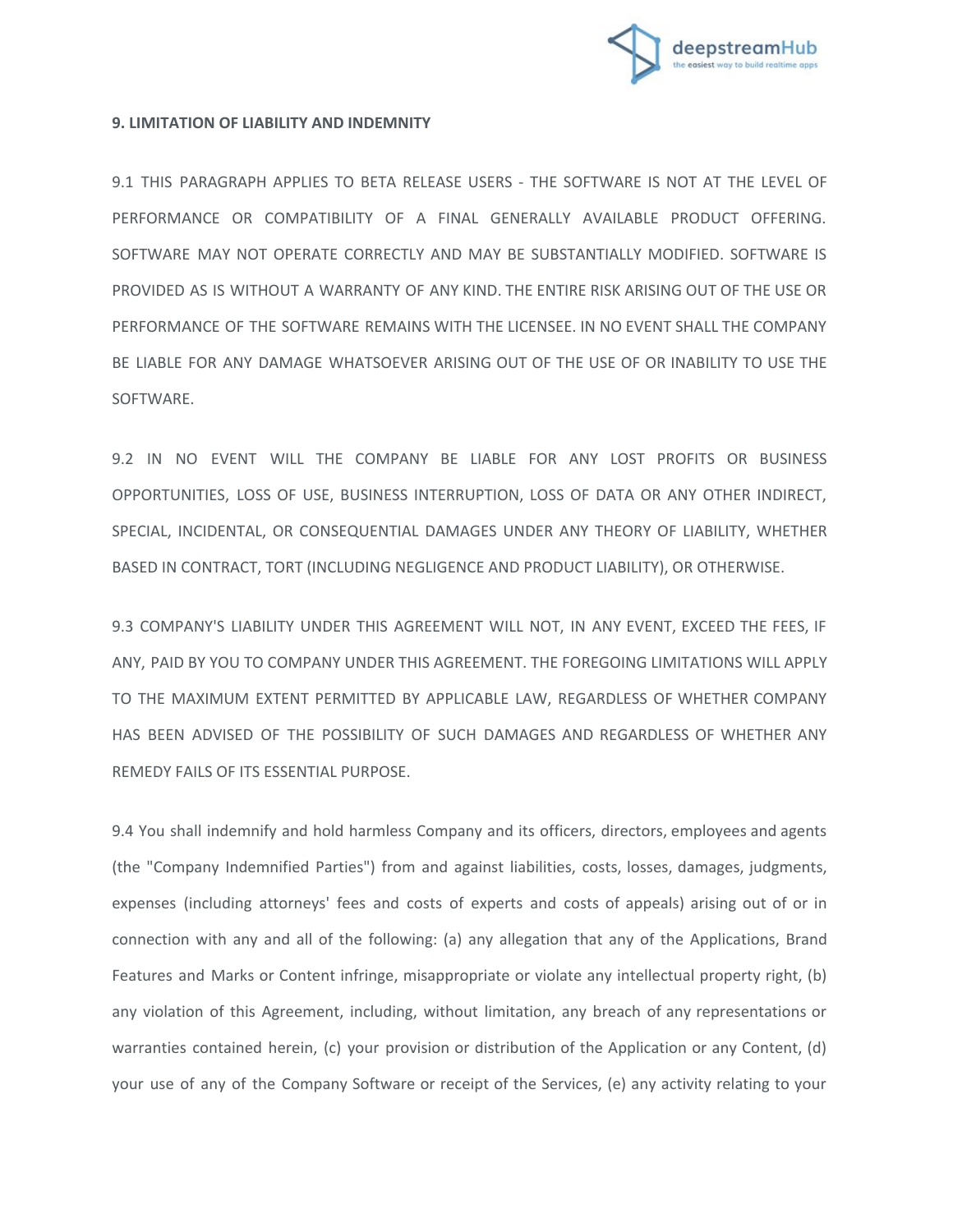**9. LIMITATION OF LIABILITY AND INDEMNITY**

9.1 THIS PARAGRAPH APPLIES TO BETA RELEASE USERS - THE SOFTWARE IS NOT AT THE LEVEL OF PERFORMANCE OR COMPATIBILITY OF A FINAL GENERALLY AVAILABLE PRODUCT OFFERING. SOFTWARE MAY NOT OPERATE CORRECTLY AND MAY BE SUBSTANTIALLY MODIFIED. SOFTWARE IS PROVIDED AS IS WITHOUT A WARRANTY OF ANY KIND. THE ENTIRE RISK ARISING OUT OF THE USE OR PERFORMANCE OF THE SOFTWARE REMAINS WITH THE LICENSEE. IN NO EVENT SHALL THE COMPANY BE LIABLE FOR ANY DAMAGE WHATSOEVER ARISING OUT OF THE USE OF OR INABILITY TO USE THE SOFTWARE.

9.2 IN NO EVENT WILL THE COMPANY BE LIABLE FOR ANY LOST PROFITS OR BUSINESS OPPORTUNITIES, LOSS OF USE, BUSINESS INTERRUPTION, LOSS OF DATA OR ANY OTHER INDIRECT, SPECIAL, INCIDENTAL, OR CONSEQUENTIAL DAMAGES UNDER ANY THEORY OF LIABILITY, WHETHER BASED IN CONTRACT, TORT (INCLUDING NEGLIGENCE AND PRODUCT LIABILITY), OR OTHERWISE.

9.3 COMPANY'S LIABILITY UNDER THIS AGREEMENT WILL NOT, IN ANY EVENT, EXCEED THE FEES, IF ANY, PAID BY YOU TO COMPANY UNDER THIS AGREEMENT. THE FOREGOING LIMITATIONS WILL APPLY TO THE MAXIMUM EXTENT PERMITTED BY APPLICABLE LAW, REGARDLESS OF WHETHER COMPANY HAS BEEN ADVISED OF THE POSSIBILITY OF SUCH DAMAGES AND REGARDLESS OF WHETHER ANY REMEDY FAILS OF ITS ESSENTIAL PURPOSE.

9.4 You shall indemnify and hold harmless Company and its officers, directors, employees and agents (the "Company Indemnified Parties") from and against liabilities, costs, losses, damages, judgments, expenses (including attorneys' fees and costs of experts and costs of appeals) arising out of or in connection with any and all of the following: (a) any allegation that any of the Applications, Brand Features and Marks or Content infringe, misappropriate or violate any intellectual property right, (b) any violation of this Agreement, including, without limitation, any breach of any representations or warranties contained herein, (c) your provision or distribution of the Application or any Content, (d) your use of any of the Company Software or receipt of the Services, (e) any activity relating to your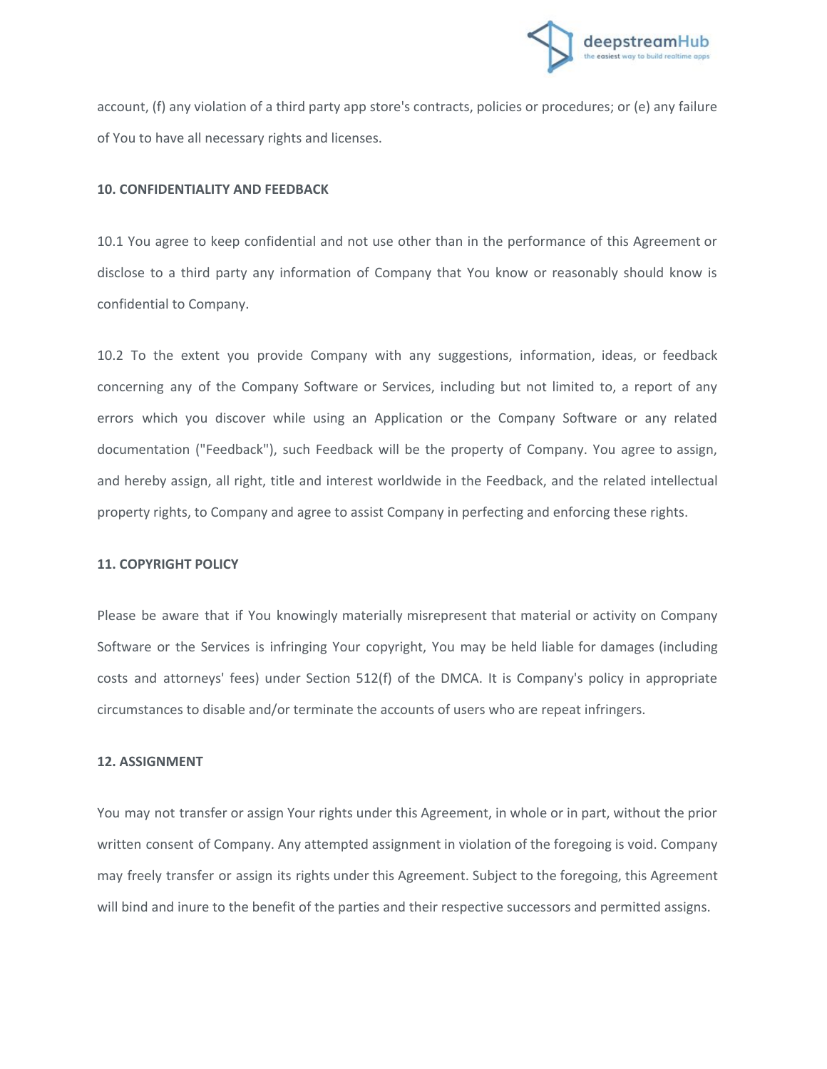account, (f) any violation of a third party app store's contracts, policies or procedures; or (e) any failure of You to have all necessary rights and licenses.

**10. CONFIDENTIALITY AND FEEDBACK**

10.1 You agree to keep confidential and not use other than in the performance of this Agreement or disclose to a third party any information of Company that You know or reasonably should know is confidential to Company.

10.2 To the extent you provide Company with any suggestions, information, ideas, or feedback concerning any of the Company Software or Services, including but not limited to, a report of any errors which you discover while using an Application or the Company Software or any related documentation ("Feedback"), such Feedback will be the property of Company. You agree to assign, and hereby assign, all right, title and interest worldwide in the Feedback, and the related intellectual property rights, to Company and agree to assist Company in perfecting and enforcing these rights.

**11. COPYRIGHT POLICY**

Please be aware that if You knowingly materially misrepresent that material or activity on Company Software or the Services is infringing Your copyright, You may be held liable for damages (including costs and attorneys' fees) under Section 512(f) of the DMCA. It is Company's policy in appropriate circumstances to disable and/or terminate the accounts of users who are repeat infringers.

**12. ASSIGNMENT**

You may not transfer or assign Your rights under this Agreement, in whole or in part, without the prior written consent of Company. Any attempted assignment in violation of the foregoing is void. Company may freely transfer or assign its rights under this Agreement. Subject to the foregoing, this Agreement will bind and inure to the benefit of the parties and their respective successors and permitted assigns.